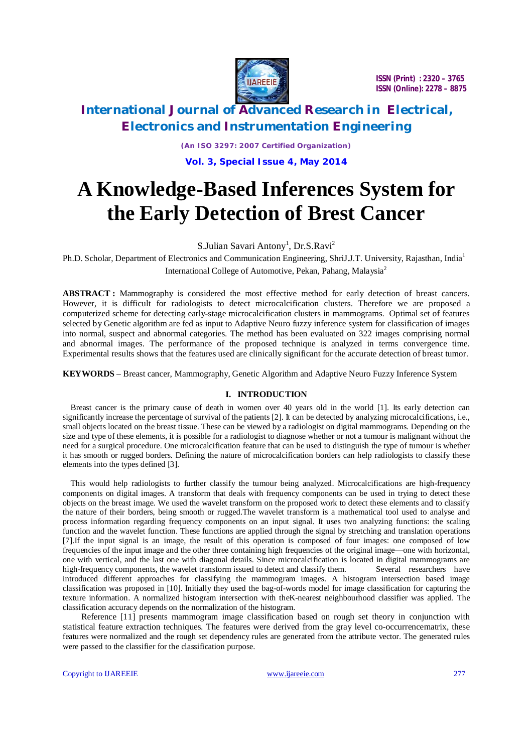# A Knowledge-Based Inferences System for the Early Detection of Brest Cancer

S.Julian Savari Antony[1], Dr.S.Ravi[2]

Ph.D. Scholar, Department of Electronics and Communication Engineering, ShriJ.J.T. University, Rajasthan, India[1]

International College of Automotive, Pekan, Pahang, Malaysia[2]

**ABSTRACT :** Mammography is considered the most effective method for early detection of breast cancers. However, it is difficult for radiologists to detect microcalcification clusters. Therefore we are proposed a computerized scheme for detecting early-stage microcalcification clusters in mammograms. Optimal set of features selected by Genetic algorithm are fed as input to Adaptive Neuro fuzzy inference system for classification of images into normal, suspect and abnormal categories. The method has been evaluated on 322 images comprising normal and abnormal images. The performance of the proposed technique is analyzed in terms convergence time. Experimental results shows that the features used are clinically significant for the accurate detection of breast tumor.

**KEYWORDS** – Breast cancer, Mammography, Genetic Algorithm and Adaptive Neuro Fuzzy Inference System

## I. INTRODUCTION

Breast cancer is the primary cause of death in women over 40 years old in the world [1]. Its early detection can significantly increase the percentage of survival of the patients [2]. It can be detected by analyzing microcalcifications, i.e., small objects located on the breast tissue. These can be viewed by a radiologist on digital mammograms. Depending on the size and type of these elements, it is possible for a radiologist to diagnose whether or not a tumour is malignant without the need for a surgical procedure. One microcalcification feature that can be used to distinguish the type of tumour is whether it has smooth or rugged borders. Defining the nature of microcalcification borders can help radiologists to classify these elements into the types defined [3].

This would help radiologists to further classify the tumour being analyzed. Microcalcifications are high-frequency components on digital images. A transform that deals with frequency components can be used in trying to detect these objects on the breast image. We used the wavelet transform on the proposed work to detect these elements and to classify the nature of their borders, being smooth or rugged.The wavelet transform is a mathematical tool used to analyse and process information regarding frequency components on an input signal. It uses two analyzing functions: the scaling function and the wavelet function. These functions are applied through the signal by stretching and translation operations [7].If the input signal is an image, the result of this operation is composed of four images: one composed of low frequencies of the input image and the other three containing high frequencies of the original image—one with horizontal, one with vertical, and the last one with diagonal details. Since microcalcification is located in digital mammograms are high-frequency components, the wavelet transform issued to detect and classify them. Several researchers have introduced different approaches for classifying the mammogram images. A histogram intersection based image classification was proposed in [10]. Initially they used the bag-of-words model for image classification for capturing the texture information. A normalized histogram intersection with theK-nearest neighbourhood classifier was applied. The classification accuracy depends on the normalization of the histogram.

Reference [11] presents mammogram image classification based on rough set theory in conjunction with statistical feature extraction techniques. The features were derived from the gray level co-occurrencematrix, these features were normalized and the rough set dependency rules are generated from the attribute vector. The generated rules were passed to the classifier for the classification purpose.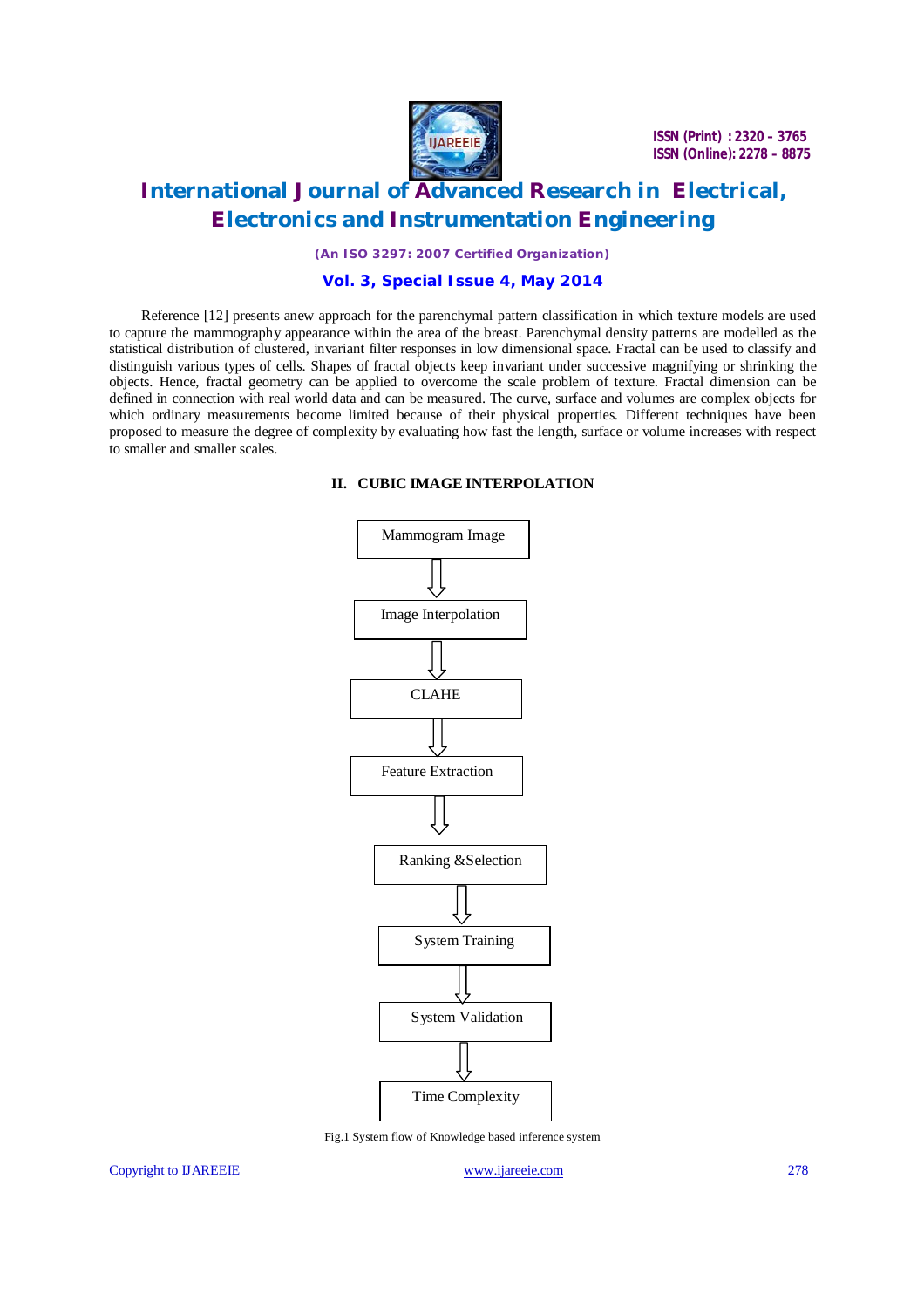Reference [12] presents anew approach for the parenchymal pattern classification in which texture models are used to capture the mammography appearance within the area of the breast. Parenchymal density patterns are modelled as the statistical distribution of clustered, invariant filter responses in low dimensional space. Fractal can be used to classify and distinguish various types of cells. Shapes of fractal objects keep invariant under successive magnifying or shrinking the objects. Hence, fractal geometry can be applied to overcome the scale problem of texture. Fractal dimension can be defined in connection with real world data and can be measured. The curve, surface and volumes are complex objects for which ordinary measurements become limited because of their physical properties. Different techniques have been proposed to measure the degree of complexity by evaluating how fast the length, surface or volume increases with respect to smaller and smaller scales.

## II. CUBIC IMAGE INTERPOLATION

Mammogram Image
↓
Image Interpolation
↓
CLAHE
↓
Feature Extraction
↓
Ranking &Selection
↓
System Training
↓
System Validation
↓
Time Complexity

Fig.1 System flow of Knowledge based inference system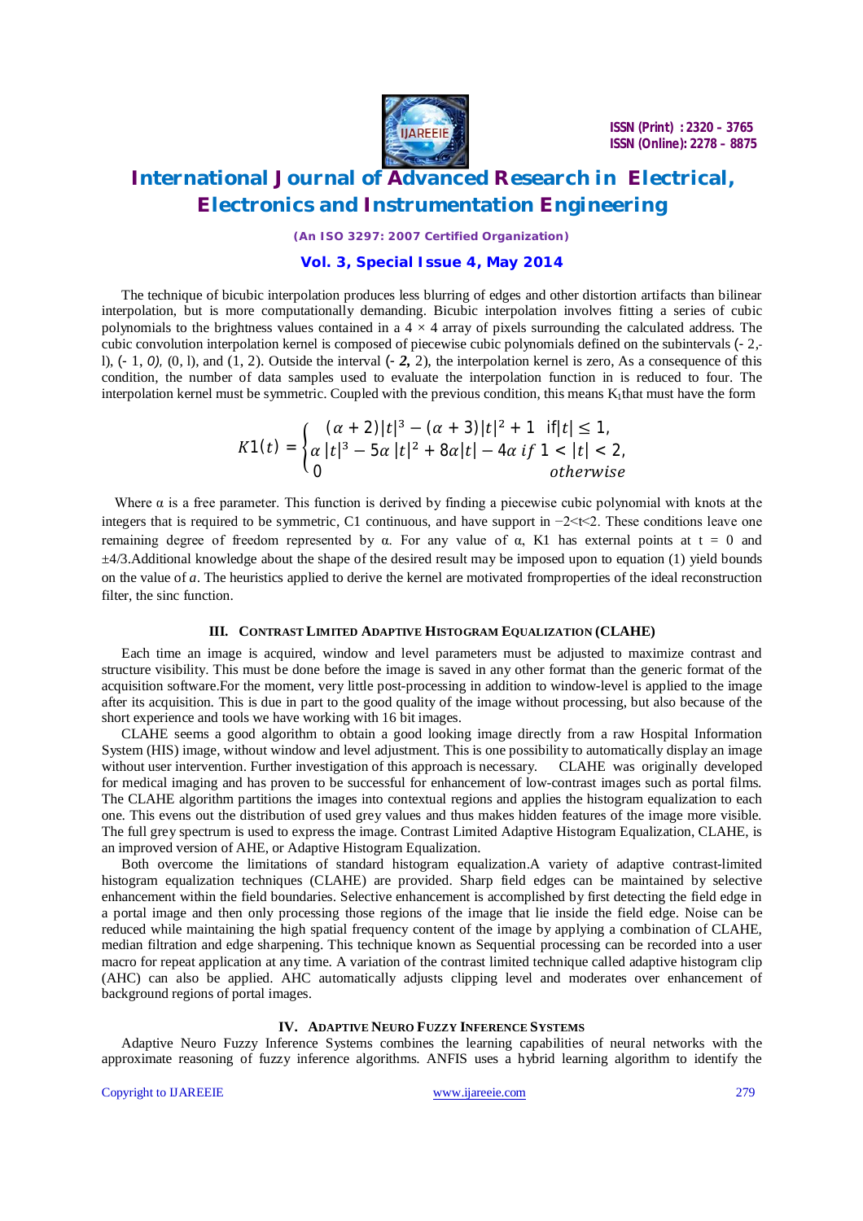The technique of bicubic interpolation produces less blurring of edges and other distortion artifacts than bilinear interpolation, but is more computationally demanding. Bicubic interpolation involves fitting a series of cubic polynomials to the brightness values contained in a 4 × 4 array of pixels surrounding the calculated address. The cubic convolution interpolation kernel is composed of piecewise cubic polynomials defined on the subintervals (- 2,-l), (- 1, *0),* (0, l), and (1, 2). Outside the interval (- ***2,*** 2), the interpolation kernel is zero, As a consequence of this condition, the number of data samples used to evaluate the interpolation function in is reduced to four. The interpolation kernel must be symmetric. Coupled with the previous condition, this means $K_1$that must have the form

$$K1(t) = \begin{cases} (\alpha+2)|t|^3 - (\alpha+3)|t|^2 + 1 & \text{if}|t| \leq 1, \\ \alpha\,|t|^3 - 5\alpha\,|t|^2 + 8\alpha|t| - 4\alpha & if\ 1 < |t| < 2, \\ 0 & otherwise \end{cases}$$

Where α is a free parameter. This function is derived by finding a piecewise cubic polynomial with knots at the integers that is required to be symmetric, C1 continuous, and have support in −2<t<2. These conditions leave one remaining degree of freedom represented by α. For any value of α, K1 has external points at t = 0 and ±4/3.Additional knowledge about the shape of the desired result may be imposed upon to equation (1) yield bounds on the value of $a$. The heuristics applied to derive the kernel are motivated fromproperties of the ideal reconstruction filter, the sinc function.

## III. Contrast Limited Adaptive Histogram Equalization (CLAHE)

Each time an image is acquired, window and level parameters must be adjusted to maximize contrast and structure visibility. This must be done before the image is saved in any other format than the generic format of the acquisition software.For the moment, very little post-processing in addition to window-level is applied to the image after its acquisition. This is due in part to the good quality of the image without processing, but also because of the short experience and tools we have working with 16 bit images.

CLAHE seems a good algorithm to obtain a good looking image directly from a raw Hospital Information System (HIS) image, without window and level adjustment. This is one possibility to automatically display an image without user intervention. Further investigation of this approach is necessary. CLAHE was originally developed for medical imaging and has proven to be successful for enhancement of low-contrast images such as portal films. The CLAHE algorithm partitions the images into contextual regions and applies the histogram equalization to each one. This evens out the distribution of used grey values and thus makes hidden features of the image more visible. The full grey spectrum is used to express the image. Contrast Limited Adaptive Histogram Equalization, CLAHE, is an improved version of AHE, or Adaptive Histogram Equalization.

Both overcome the limitations of standard histogram equalization.A variety of adaptive contrast-limited histogram equalization techniques (CLAHE) are provided. Sharp field edges can be maintained by selective enhancement within the field boundaries. Selective enhancement is accomplished by first detecting the field edge in a portal image and then only processing those regions of the image that lie inside the field edge. Noise can be reduced while maintaining the high spatial frequency content of the image by applying a combination of CLAHE, median filtration and edge sharpening. This technique known as Sequential processing can be recorded into a user macro for repeat application at any time. A variation of the contrast limited technique called adaptive histogram clip (AHC) can also be applied. AHC automatically adjusts clipping level and moderates over enhancement of background regions of portal images.

## IV. Adaptive Neuro Fuzzy Inference Systems

Adaptive Neuro Fuzzy Inference Systems combines the learning capabilities of neural networks with the approximate reasoning of fuzzy inference algorithms. ANFIS uses a hybrid learning algorithm to identify the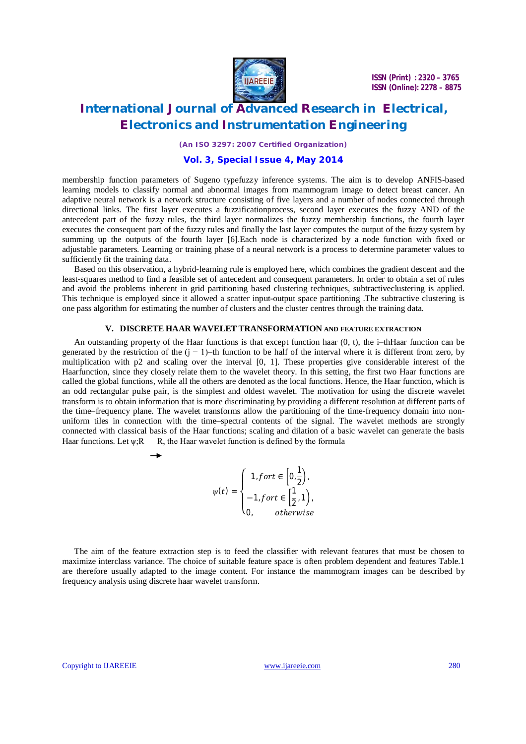membership function parameters of Sugeno typefuzzy inference systems. The aim is to develop ANFIS-based learning models to classify normal and abnormal images from mammogram image to detect breast cancer. An adaptive neural network is a network structure consisting of five layers and a number of nodes connected through directional links. The first layer executes a fuzzificationprocess, second layer executes the fuzzy AND of the antecedent part of the fuzzy rules, the third layer normalizes the fuzzy membership functions, the fourth layer executes the consequent part of the fuzzy rules and finally the last layer computes the output of the fuzzy system by summing up the outputs of the fourth layer [6].Each node is characterized by a node function with fixed or adjustable parameters. Learning or training phase of a neural network is a process to determine parameter values to sufficiently fit the training data.

Based on this observation, a hybrid-learning rule is employed here, which combines the gradient descent and the least-squares method to find a feasible set of antecedent and consequent parameters. In order to obtain a set of rules and avoid the problems inherent in grid partitioning based clustering techniques, subtractiveclustering is applied. This technique is employed since it allowed a scatter input-output space partitioning .The subtractive clustering is one pass algorithm for estimating the number of clusters and the cluster centres through the training data.

## V. DISCRETE HAAR WAVELET TRANSFORMATION AND FEATURE EXTRACTION

An outstanding property of the Haar functions is that except function haar (0, t), the i–thHaar function can be generated by the restriction of the (j − 1)–th function to be half of the interval where it is different from zero, by multiplication with p2 and scaling over the interval [0, 1]. These properties give considerable interest of the Haarfunction, since they closely relate them to the wavelet theory. In this setting, the first two Haar functions are called the global functions, while all the others are denoted as the local functions. Hence, the Haar function, which is an odd rectangular pulse pair, is the simplest and oldest wavelet. The motivation for using the discrete wavelet transform is to obtain information that is more discriminating by providing a different resolution at different parts of the time–frequency plane. The wavelet transforms allow the partitioning of the time-frequency domain into non-uniform tiles in connection with the time–spectral contents of the signal. The wavelet methods are strongly connected with classical basis of the Haar functions; scaling and dilation of a basic wavelet can generate the basis Haar functions. Let $\psi;R \rightarrow R$, the Haar wavelet function is defined by the formula

$$\psi(t) = \begin{cases} 1, for t \in \left[0, \frac{1}{2}\right), \\ -1, for t \in \left[\frac{1}{2}, 1\right), \\ 0, \quad\quad otherwise \end{cases}$$

The aim of the feature extraction step is to feed the classifier with relevant features that must be chosen to maximize interclass variance. The choice of suitable feature space is often problem dependent and features Table.1 are therefore usually adapted to the image content. For instance the mammogram images can be described by frequency analysis using discrete haar wavelet transform.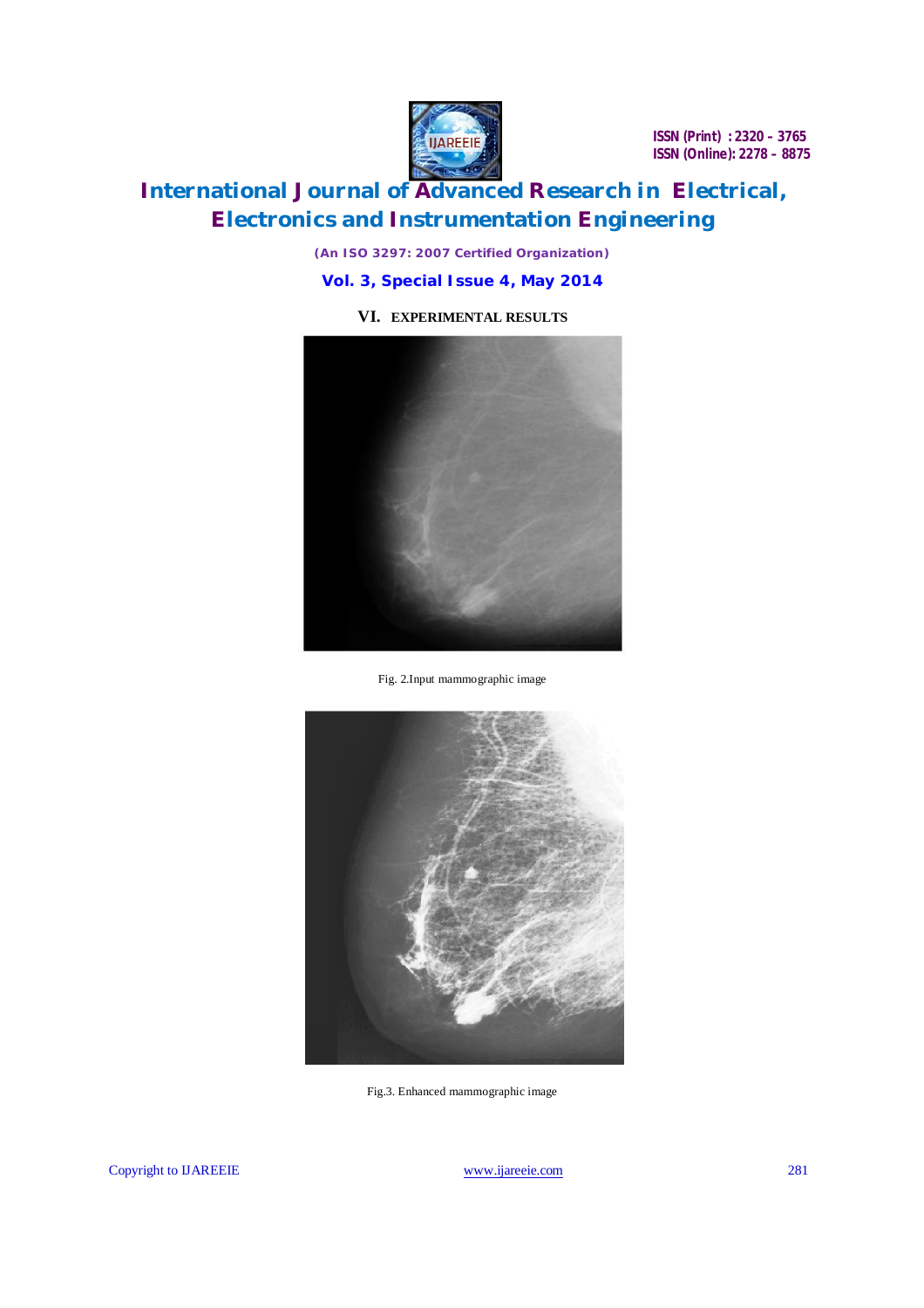## VI. EXPERIMENTAL RESULTS

Fig. 2.Input mammographic image

Fig.3. Enhanced mammographic image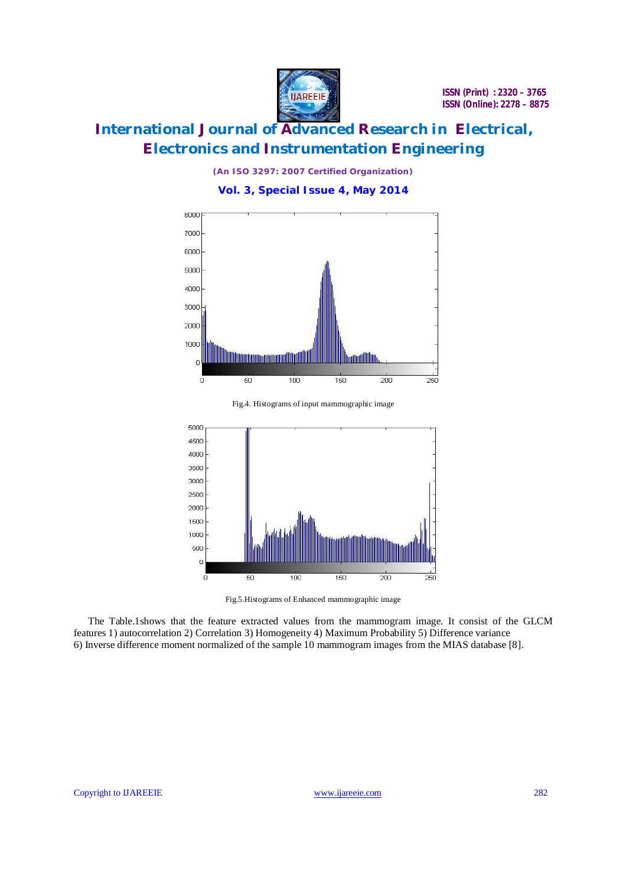Fig.4. Histograms of input mammographic image

Fig.5.Histograms of Enhanced mammographic image

The Table.1shows that the feature extracted values from the mammogram image. It consist of the GLCM features 1) autocorrelation 2) Correlation 3) Homogeneity 4) Maximum Probability 5) Difference variance 6) Inverse difference moment normalized of the sample 10 mammogram images from the MIAS database [8].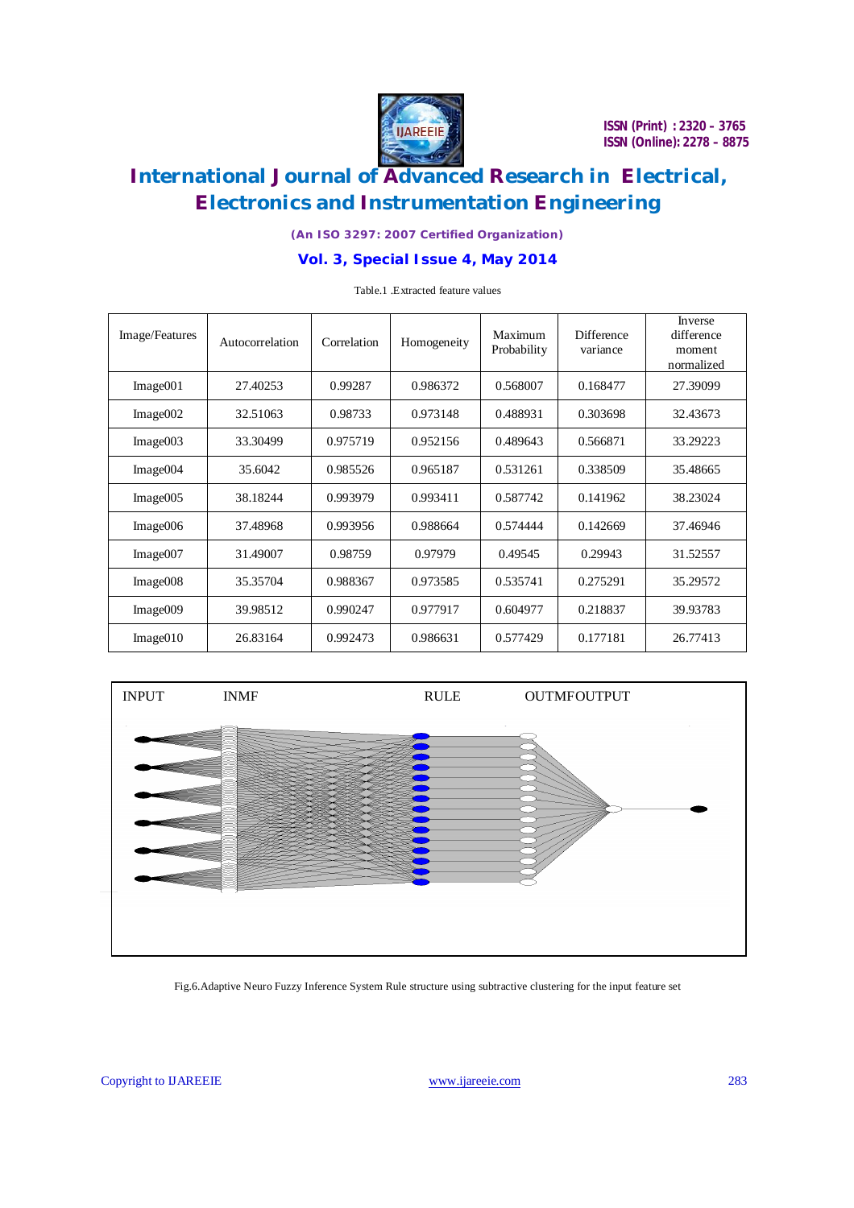Table.1 .Extracted feature values

| Image/Features | Autocorrelation | Correlation | Homogeneity | Maximum Probability | Difference variance | Inverse difference moment normalized |
|---|---|---|---|---|---|---|
| Image001 | 27.40253 | 0.99287 | 0.986372 | 0.568007 | 0.168477 | 27.39099 |
| Image002 | 32.51063 | 0.98733 | 0.973148 | 0.488931 | 0.303698 | 32.43673 |
| Image003 | 33.30499 | 0.975719 | 0.952156 | 0.489643 | 0.566871 | 33.29223 |
| Image004 | 35.6042 | 0.985526 | 0.965187 | 0.531261 | 0.338509 | 35.48665 |
| Image005 | 38.18244 | 0.993979 | 0.993411 | 0.587742 | 0.141962 | 38.23024 |
| Image006 | 37.48968 | 0.993956 | 0.988664 | 0.574444 | 0.142669 | 37.46946 |
| Image007 | 31.49007 | 0.98759 | 0.97979 | 0.49545 | 0.29943 | 31.52557 |
| Image008 | 35.35704 | 0.988367 | 0.973585 | 0.535741 | 0.275291 | 35.29572 |
| Image009 | 39.98512 | 0.990247 | 0.977917 | 0.604977 | 0.218837 | 39.93783 |
| Image010 | 26.83164 | 0.992473 | 0.986631 | 0.577429 | 0.177181 | 26.77413 |

INPUT INMF RULE OUTMFOUTPUT

Fig.6.Adaptive Neuro Fuzzy Inference System Rule structure using subtractive clustering for the input feature set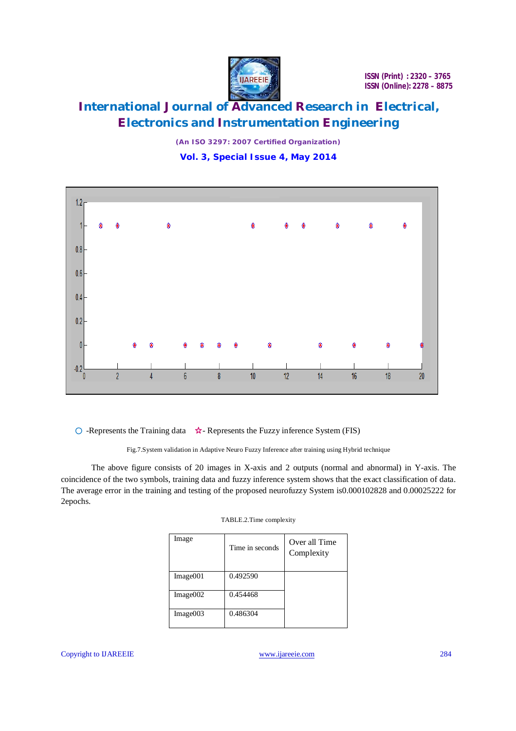○ -Represents the Training data ☆- Represents the Fuzzy inference System (FIS)

Fig.7.System validation in Adaptive Neuro Fuzzy Inference after training using Hybrid technique

The above figure consists of 20 images in X-axis and 2 outputs (normal and abnormal) in Y-axis. The coincidence of the two symbols, training data and fuzzy inference system shows that the exact classification of data. The average error in the training and testing of the proposed neurofuzzy System is0.000102828 and 0.00025222 for 2epochs.

TABLE.2.Time complexity

| Image | Time in seconds | Over all Time Complexity |
|---|---|---|
| Image001 | 0.492590 | |
| Image002 | 0.454468 | |
| Image003 | 0.486304 | |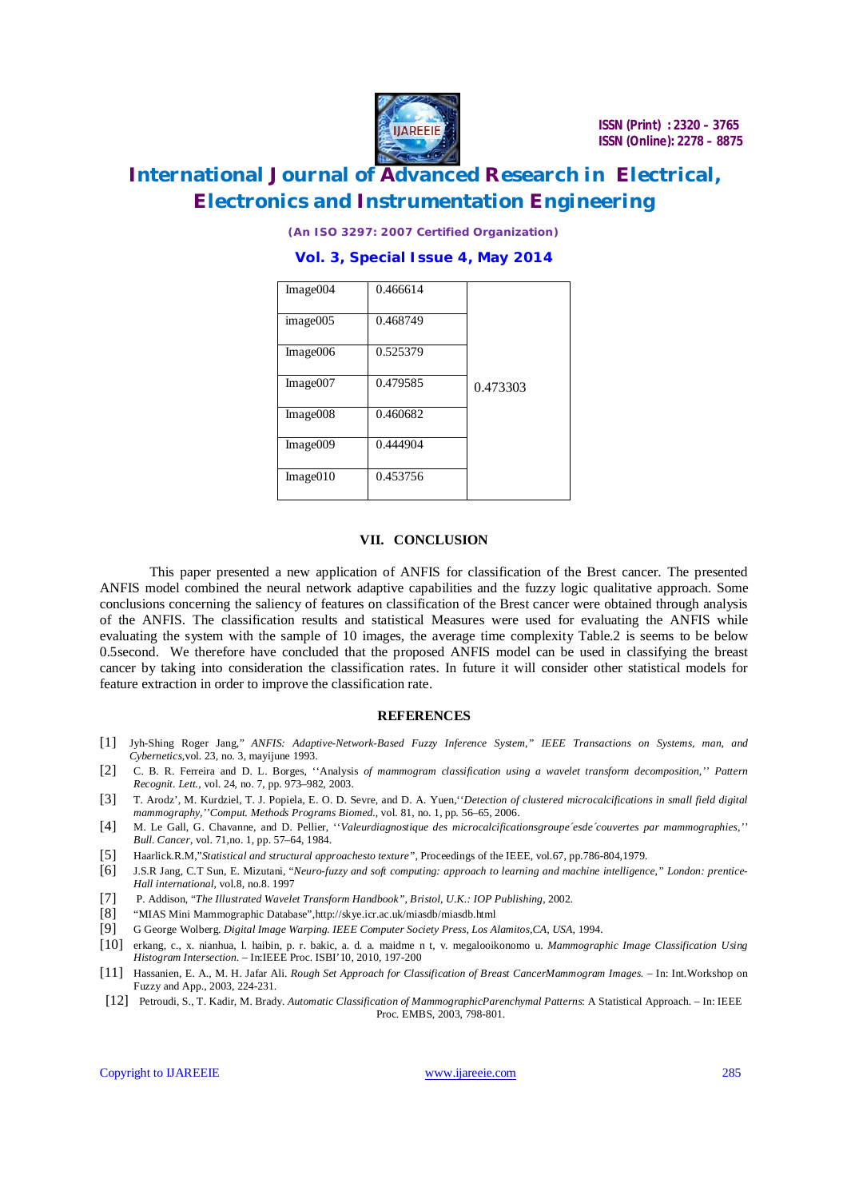| | | |
|---|---|---|
| Image004 | 0.466614 | 0.473303 |
| image005 | 0.468749 | |
| Image006 | 0.525379 | |
| Image007 | 0.479585 | |
| Image008 | 0.460682 | |
| Image009 | 0.444904 | |
| Image010 | 0.453756 | |

### VII. CONCLUSION

This paper presented a new application of ANFIS for classification of the Brest cancer. The presented ANFIS model combined the neural network adaptive capabilities and the fuzzy logic qualitative approach. Some conclusions concerning the saliency of features on classification of the Brest cancer were obtained through analysis of the ANFIS. The classification results and statistical Measures were used for evaluating the ANFIS while evaluating the system with the sample of 10 images, the average time complexity Table.2 is seems to be below 0.5second. We therefore have concluded that the proposed ANFIS model can be used in classifying the breast cancer by taking into consideration the classification rates. In future it will consider other statistical models for feature extraction in order to improve the classification rate.

### REFERENCES

[1] Jyh-Shing Roger Jang," *ANFIS: Adaptive-Network-Based Fuzzy Inference System," IEEE Transactions on Systems, man, and Cybernetics*,vol. 23, no. 3, mayijune 1993.

[2] C. B. R. Ferreira and D. L. Borges, ''Analysis *of mammogram classification using a wavelet transform decomposition,'' Pattern Recognit. Lett.*, vol. 24, no. 7, pp. 973–982, 2003.

[3] T. Arodz', M. Kurdziel, T. J. Popiela, E. O. D. Sevre, and D. A. Yuen,''*Detection of clustered microcalcifications in small field digital mammography,''Comput. Methods Programs Biomed.*, vol. 81, no. 1, pp. 56–65, 2006.

[4] M. Le Gall, G. Chavanne, and D. Pellier, ''*Valeurdiagnostique des microcalcificationsgroupe´esde´couvertes par mammographies,'' Bull. Cancer*, vol. 71,no. 1, pp. 57–64, 1984.

[5] Haarlick.R.M,"*Statistical and structural approachesto texture"*, Proceedings of the IEEE, vol.67, pp.786-804,1979.

[6] J.S.R Jang, C.T Sun, E. Mizutani, "*Neuro-fuzzy and soft computing: approach to learning and machine intelligence," London: prentice-Hall international*, vol.8, no.8. 1997

[7] P. Addison, "*The Illustrated Wavelet Transform Handbook", Bristol, U.K.: IOP Publishing*, 2002.

[8] "MIAS Mini Mammographic Database",http://skye.icr.ac.uk/miasdb/miasdb.html

[9] G George Wolberg. *Digital Image Warping. IEEE Computer Society Press, Los Alamitos,CA, USA*, 1994.

[10] erkang, c., x. nianhua, l. haibin, p. r. bakic, a. d. a. maidme n t, v. megalooikonomo u. *Mammographic Image Classification Using Histogram Intersection*. – In:IEEE Proc. ISBI'10, 2010, 197-200

[11] Hassanien, E. A., M. H. Jafar Ali. *Rough Set Approach for Classification of Breast CancerMammogram Images*. – In: Int.Workshop on Fuzzy and App., 2003, 224-231.

[12] Petroudi, S., T. Kadir, M. Brady. *Automatic Classification of MammographicParenchymal Patterns*: A Statistical Approach. – In: IEEE Proc. EMBS, 2003, 798-801.